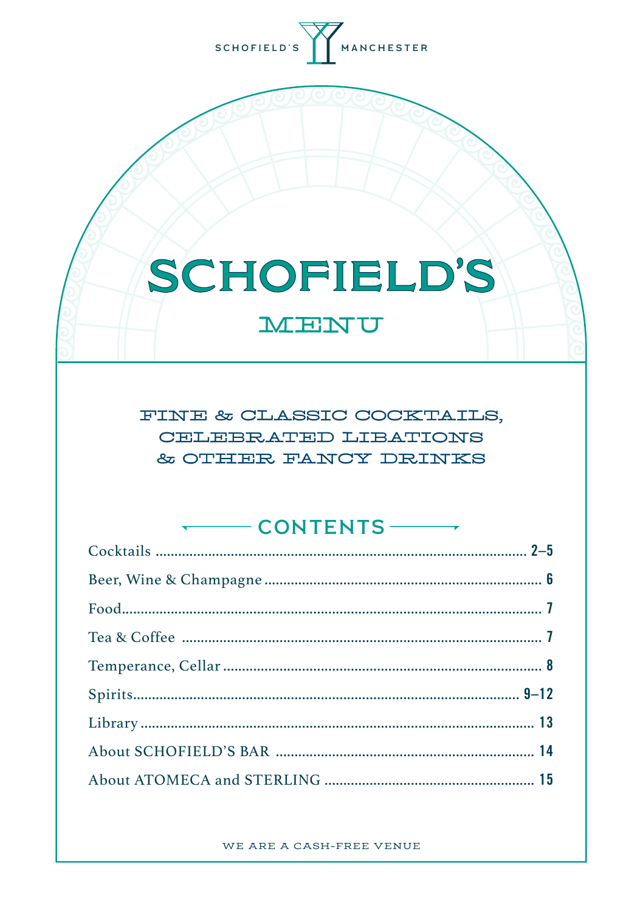SCHOFIELD'S MANCHESTER

# SCHOFIELD'S

## MENU

FINE & CLASSIC COCKTAILS,
CELEBRATED LIBATIONS
& OTHER FANCY DRINKS

## CONTENTS

| | |
|---|---|
| Cocktails | 2–5 |
| Beer, Wine & Champagne | 6 |
| Food | 7 |
| Tea & Coffee | 7 |
| Temperance, Cellar | 8 |
| Spirits | 9–12 |
| Library | 13 |
| About SCHOFIELD'S BAR | 14 |
| About ATOMECA and STERLING | 15 |

WE ARE A CASH-FREE VENUE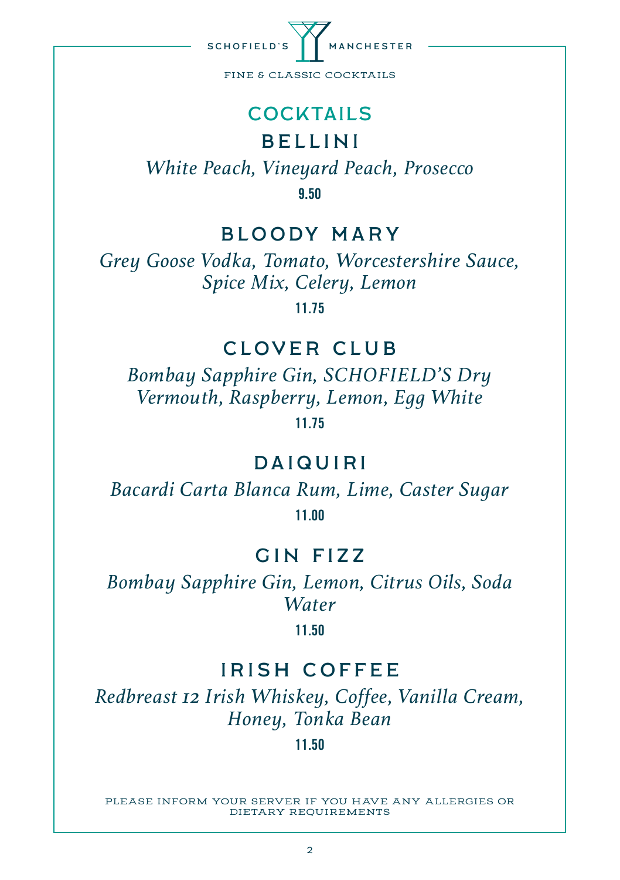SCHOFIELD'S MANCHESTER

FINE & CLASSIC COCKTAILS

# COCKTAILS

## BELLINI

*White Peach, Vineyard Peach, Prosecco*

**9.50**

## BLOODY MARY

*Grey Goose Vodka, Tomato, Worcestershire Sauce, Spice Mix, Celery, Lemon*

**11.75**

## CLOVER CLUB

*Bombay Sapphire Gin, SCHOFIELD'S Dry Vermouth, Raspberry, Lemon, Egg White*

**11.75**

## DAIQUIRI

*Bacardi Carta Blanca Rum, Lime, Caster Sugar*

**11.00**

## GIN FIZZ

*Bombay Sapphire Gin, Lemon, Citrus Oils, Soda Water*

**11.50**

## IRISH COFFEE

*Redbreast 12 Irish Whiskey, Coffee, Vanilla Cream, Honey, Tonka Bean*

**11.50**

PLEASE INFORM YOUR SERVER IF YOU HAVE ANY ALLERGIES OR DIETARY REQUIREMENTS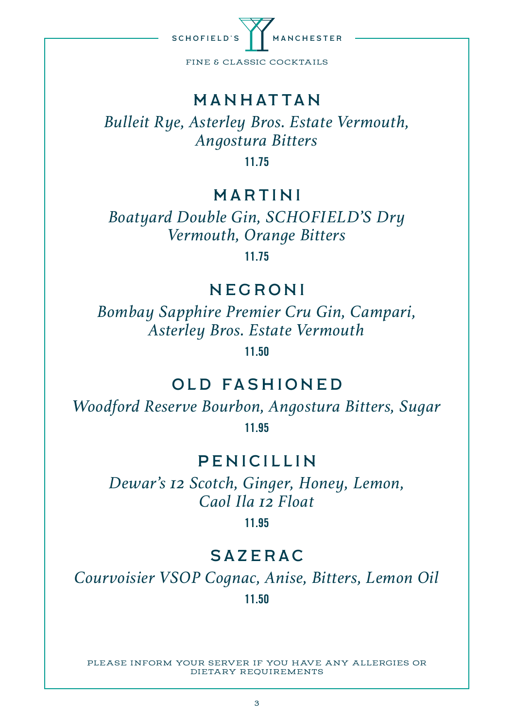SCHOFIELD'S MANCHESTER

FINE & CLASSIC COCKTAILS

## MANHATTAN

*Bulleit Rye, Asterley Bros. Estate Vermouth, Angostura Bitters*

**11.75**

## MARTINI

*Boatyard Double Gin, SCHOFIELD'S Dry Vermouth, Orange Bitters*

**11.75**

## NEGRONI

*Bombay Sapphire Premier Cru Gin, Campari, Asterley Bros. Estate Vermouth*

**11.50**

## OLD FASHIONED

*Woodford Reserve Bourbon, Angostura Bitters, Sugar*

**11.95**

## PENICILLIN

*Dewar's 12 Scotch, Ginger, Honey, Lemon, Caol Ila 12 Float*

**11.95**

## SAZERAC

*Courvoisier VSOP Cognac, Anise, Bitters, Lemon Oil*

**11.50**

PLEASE INFORM YOUR SERVER IF YOU HAVE ANY ALLERGIES OR DIETARY REQUIREMENTS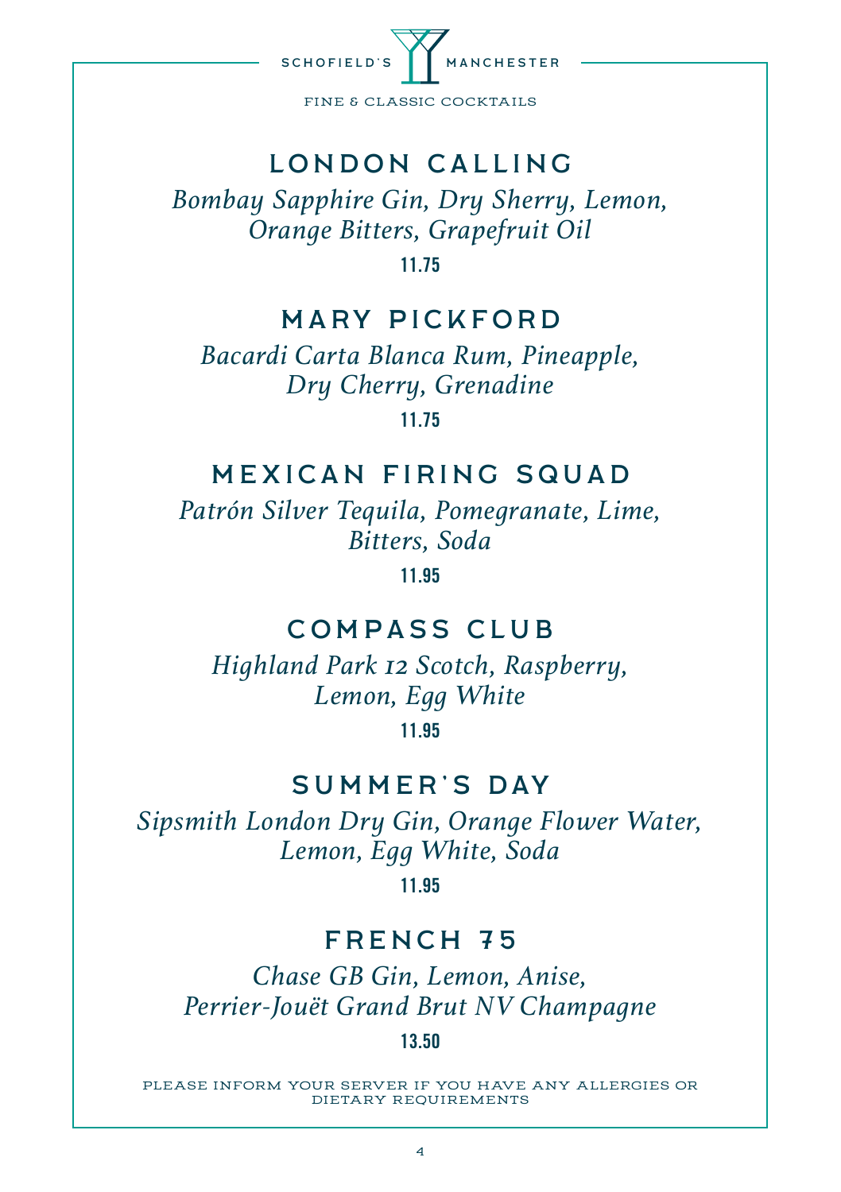SCHOFIELD'S MANCHESTER

FINE & CLASSIC COCKTAILS

## LONDON CALLING

*Bombay Sapphire Gin, Dry Sherry, Lemon, Orange Bitters, Grapefruit Oil*

**11.75**

## MARY PICKFORD

*Bacardi Carta Blanca Rum, Pineapple, Dry Cherry, Grenadine*

**11.75**

## MEXICAN FIRING SQUAD

*Patrón Silver Tequila, Pomegranate, Lime, Bitters, Soda*

**11.95**

## COMPASS CLUB

*Highland Park 12 Scotch, Raspberry, Lemon, Egg White*

**11.95**

## SUMMER'S DAY

*Sipsmith London Dry Gin, Orange Flower Water, Lemon, Egg White, Soda*

**11.95**

## FRENCH 75

*Chase GB Gin, Lemon, Anise, Perrier-Jouët Grand Brut NV Champagne*

**13.50**

PLEASE INFORM YOUR SERVER IF YOU HAVE ANY ALLERGIES OR DIETARY REQUIREMENTS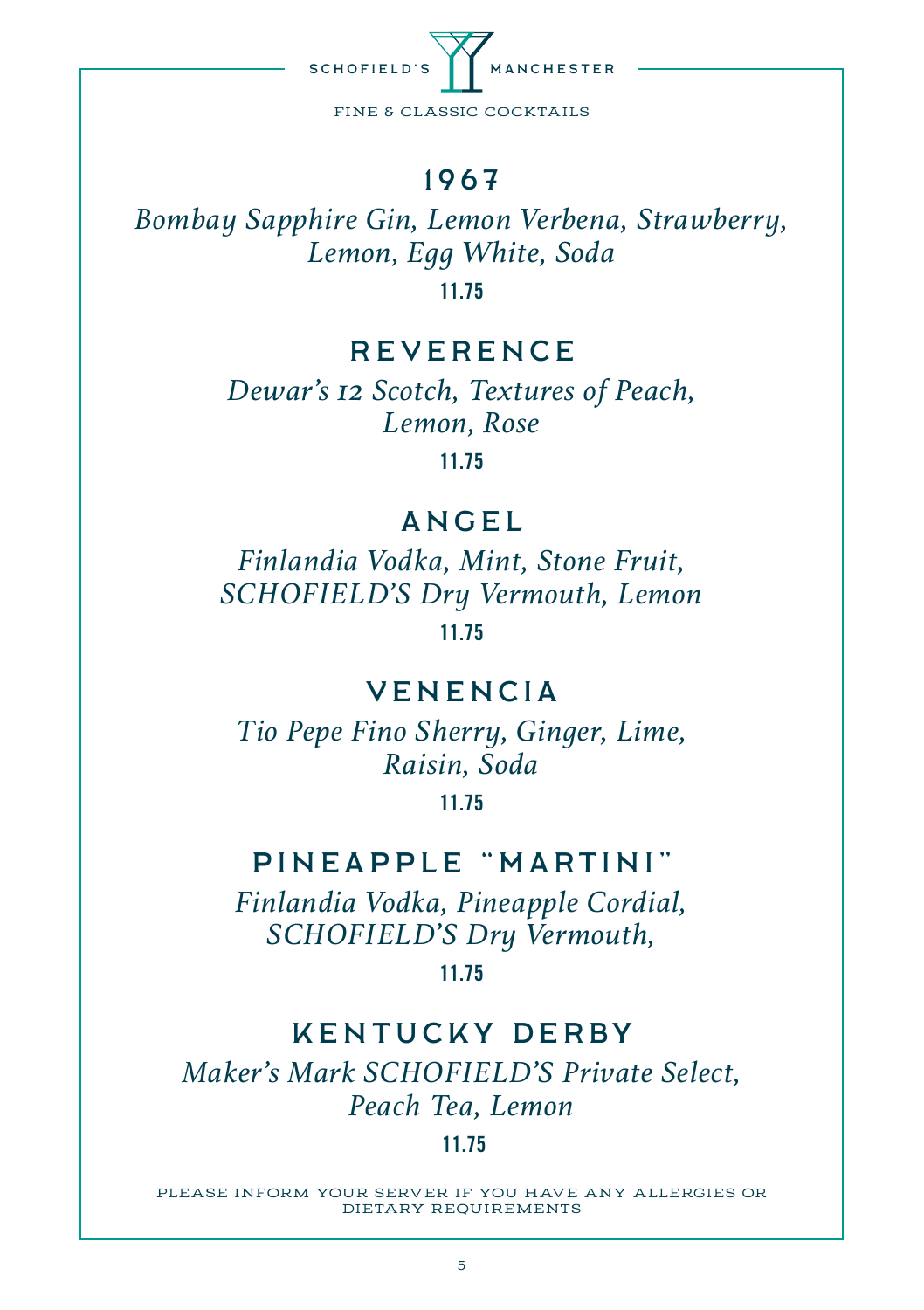SCHOFIELD'S MANCHESTER

FINE & CLASSIC COCKTAILS

## 1967

*Bombay Sapphire Gin, Lemon Verbena, Strawberry, Lemon, Egg White, Soda*

**11.75**

## REVERENCE

*Dewar's 12 Scotch, Textures of Peach, Lemon, Rose*

**11.75**

## ANGEL

*Finlandia Vodka, Mint, Stone Fruit, SCHOFIELD'S Dry Vermouth, Lemon*

**11.75**

## VENENCIA

*Tio Pepe Fino Sherry, Ginger, Lime, Raisin, Soda*

**11.75**

## PINEAPPLE "MARTINI"

*Finlandia Vodka, Pineapple Cordial, SCHOFIELD'S Dry Vermouth,*

**11.75**

## KENTUCKY DERBY

*Maker's Mark SCHOFIELD'S Private Select, Peach Tea, Lemon*

**11.75**

PLEASE INFORM YOUR SERVER IF YOU HAVE ANY ALLERGIES OR DIETARY REQUIREMENTS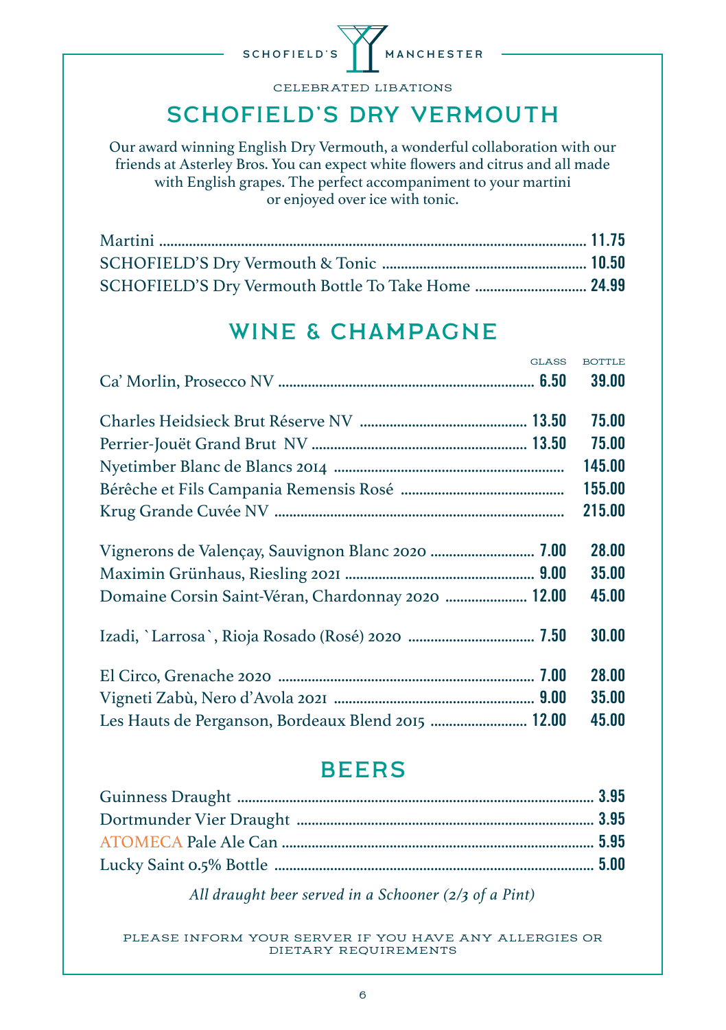SCHOFIELD'S MANCHESTER

CELEBRATED LIBATIONS

# SCHOFIELD'S DRY VERMOUTH

Our award winning English Dry Vermouth, a wonderful collaboration with our friends at Asterley Bros. You can expect white flowers and citrus and all made with English grapes. The perfect accompaniment to your martini or enjoyed over ice with tonic.

| | |
|---|---|
| Martini | 11.75 |
| SCHOFIELD'S Dry Vermouth & Tonic | 10.50 |
| SCHOFIELD'S Dry Vermouth Bottle To Take Home | 24.99 |

# WINE & CHAMPAGNE

| | GLASS | BOTTLE |
|---|---|---|
| Ca' Morlin, Prosecco NV | 6.50 | 39.00 |
| Charles Heidsieck Brut Réserve NV | 13.50 | 75.00 |
| Perrier-Jouët Grand Brut NV | 13.50 | 75.00 |
| Nyetimber Blanc de Blancs 2014 | | 145.00 |
| Bérêche et Fils Campania Remensis Rosé | | 155.00 |
| Krug Grande Cuvée NV | | 215.00 |
| Vignerons de Valençay, Sauvignon Blanc 2020 | 7.00 | 28.00 |
| Maximin Grünhaus, Riesling 2021 | 9.00 | 35.00 |
| Domaine Corsin Saint-Véran, Chardonnay 2020 | 12.00 | 45.00 |
| Izadi, `Larrosa`, Rioja Rosado (Rosé) 2020 | 7.50 | 30.00 |
| El Circo, Grenache 2020 | 7.00 | 28.00 |
| Vigneti Zabù, Nero d'Avola 2021 | 9.00 | 35.00 |
| Les Hauts de Perganson, Bordeaux Blend 2015 | 12.00 | 45.00 |

# BEERS

| | |
|---|---|
| Guinness Draught | 3.95 |
| Dortmunder Vier Draught | 3.95 |
| ATOMECA Pale Ale Can | 5.95 |
| Lucky Saint 0.5% Bottle | 5.00 |

*All draught beer served in a Schooner (2/3 of a Pint)*

PLEASE INFORM YOUR SERVER IF YOU HAVE ANY ALLERGIES OR DIETARY REQUIREMENTS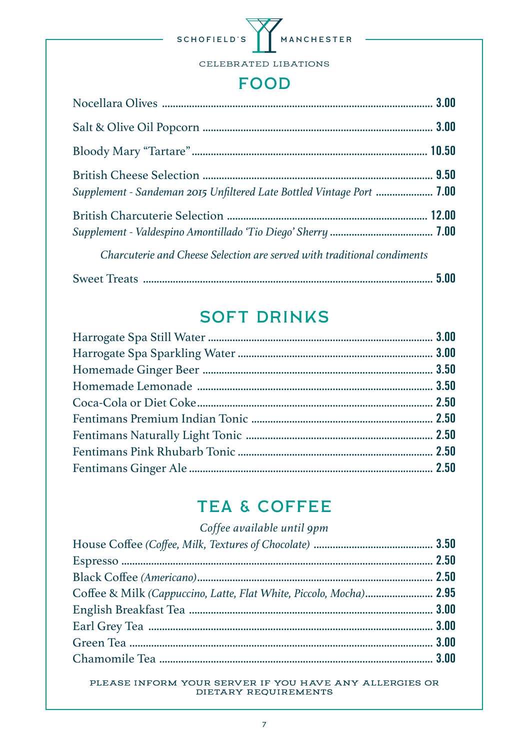SCHOFIELD'S MANCHESTER

CELEBRATED LIBATIONS

## FOOD

| Item | Price |
| --- | --- |
| Nocellara Olives | 3.00 |
| Salt & Olive Oil Popcorn | 3.00 |
| Bloody Mary "Tartare" | 10.50 |
| British Cheese Selection | 9.50 |
| *Supplement - Sandeman 2015 Unfiltered Late Bottled Vintage Port* | 7.00 |
| British Charcuterie Selection | 12.00 |
| *Supplement - Valdespino Amontillado 'Tio Diego' Sherry* | 7.00 |

*Charcuterie and Cheese Selection are served with traditional condiments*

| Item | Price |
| --- | --- |
| Sweet Treats | 5.00 |

## SOFT DRINKS

| Item | Price |
| --- | --- |
| Harrogate Spa Still Water | 3.00 |
| Harrogate Spa Sparkling Water | 3.00 |
| Homemade Ginger Beer | 3.50 |
| Homemade Lemonade | 3.50 |
| Coca-Cola or Diet Coke | 2.50 |
| Fentimans Premium Indian Tonic | 2.50 |
| Fentimans Naturally Light Tonic | 2.50 |
| Fentimans Pink Rhubarb Tonic | 2.50 |
| Fentimans Ginger Ale | 2.50 |

## TEA & COFFEE

*Coffee available until 9pm*

| Item | Price |
| --- | --- |
| House Coffee *(Coffee, Milk, Textures of Chocolate)* | 3.50 |
| Espresso | 2.50 |
| Black Coffee *(Americano)* | 2.50 |
| Coffee & Milk *(Cappuccino, Latte, Flat White, Piccolo, Mocha)* | 2.95 |
| English Breakfast Tea | 3.00 |
| Earl Grey Tea | 3.00 |
| Green Tea | 3.00 |
| Chamomile Tea | 3.00 |

PLEASE INFORM YOUR SERVER IF YOU HAVE ANY ALLERGIES OR DIETARY REQUIREMENTS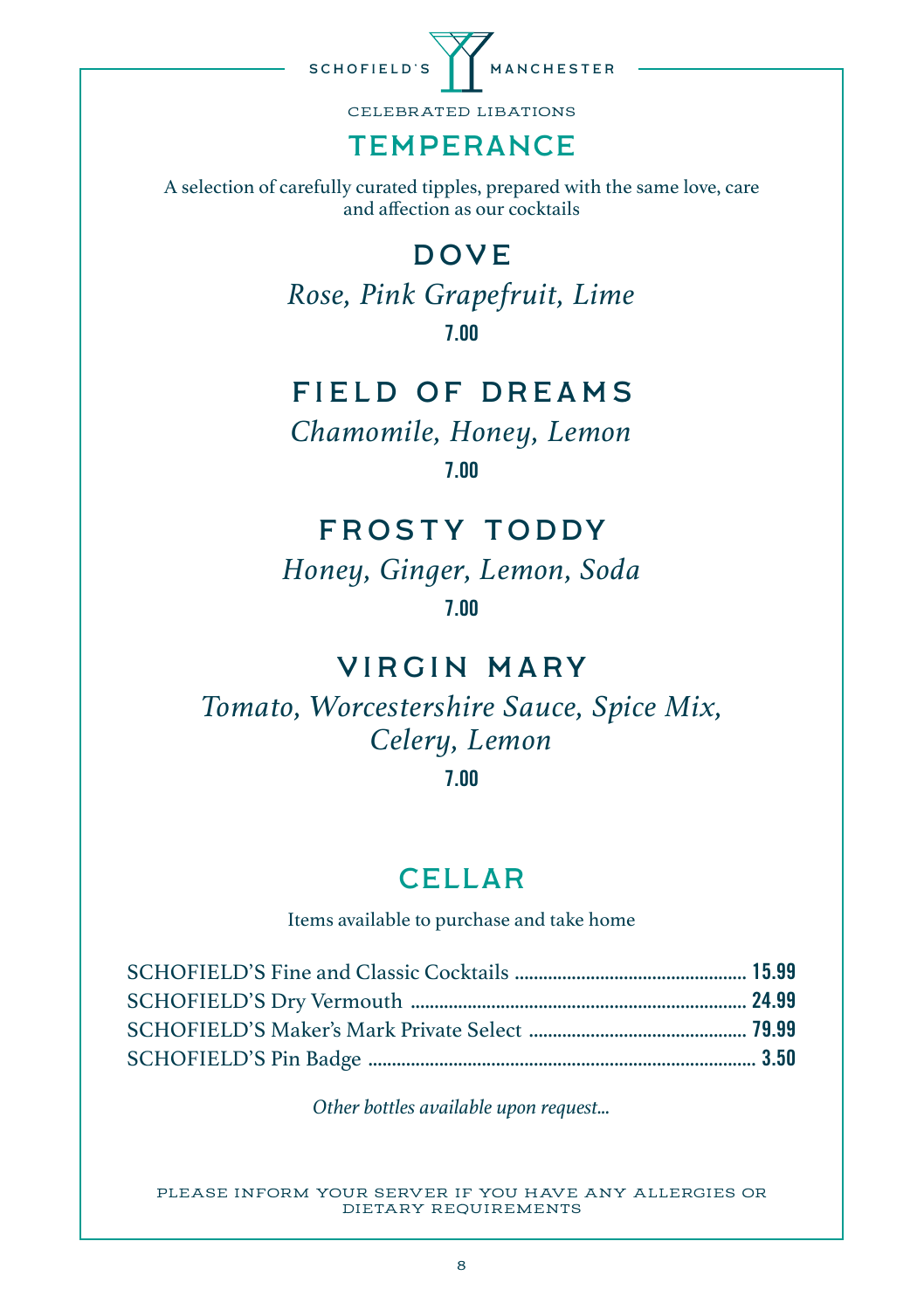SCHOFIELD'S MANCHESTER

CELEBRATED LIBATIONS

# TEMPERANCE

A selection of carefully curated tipples, prepared with the same love, care and affection as our cocktails

## DOVE

*Rose, Pink Grapefruit, Lime*

**7.00**

## FIELD OF DREAMS

*Chamomile, Honey, Lemon*

**7.00**

## FROSTY TODDY

*Honey, Ginger, Lemon, Soda*

**7.00**

## VIRGIN MARY

*Tomato, Worcestershire Sauce, Spice Mix, Celery, Lemon*

**7.00**

# CELLAR

Items available to purchase and take home

SCHOFIELD'S Fine and Classic Cocktails ........ **15.99**
SCHOFIELD'S Dry Vermouth ........ **24.99**
SCHOFIELD'S Maker's Mark Private Select ........ **79.99**
SCHOFIELD'S Pin Badge ........ **3.50**

*Other bottles available upon request...*

PLEASE INFORM YOUR SERVER IF YOU HAVE ANY ALLERGIES OR DIETARY REQUIREMENTS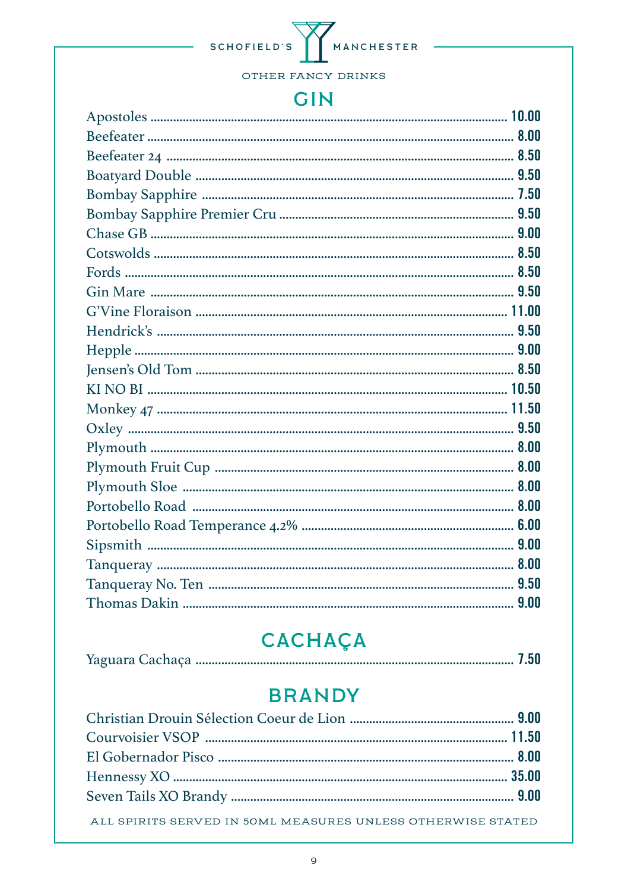SCHOFIELD'S MANCHESTER

OTHER FANCY DRINKS

## GIN

| Item | Price |
|---|---|
| Apostoles | 10.00 |
| Beefeater | 8.00 |
| Beefeater 24 | 8.50 |
| Boatyard Double | 9.50 |
| Bombay Sapphire | 7.50 |
| Bombay Sapphire Premier Cru | 9.50 |
| Chase GB | 9.00 |
| Cotswolds | 8.50 |
| Fords | 8.50 |
| Gin Mare | 9.50 |
| G'Vine Floraison | 11.00 |
| Hendrick's | 9.50 |
| Hepple | 9.00 |
| Jensen's Old Tom | 8.50 |
| KI NO BI | 10.50 |
| Monkey 47 | 11.50 |
| Oxley | 9.50 |
| Plymouth | 8.00 |
| Plymouth Fruit Cup | 8.00 |
| Plymouth Sloe | 8.00 |
| Portobello Road | 8.00 |
| Portobello Road Temperance 4.2% | 6.00 |
| Sipsmith | 9.00 |
| Tanqueray | 8.00 |
| Tanqueray No. Ten | 9.50 |
| Thomas Dakin | 9.00 |

## CACHAÇA

| Item | Price |
|---|---|
| Yaguara Cachaça | 7.50 |

## BRANDY

| Item | Price |
|---|---|
| Christian Drouin Sélection Coeur de Lion | 9.00 |
| Courvoisier VSOP | 11.50 |
| El Gobernador Pisco | 8.00 |
| Hennessy XO | 35.00 |
| Seven Tails XO Brandy | 9.00 |

ALL SPIRITS SERVED IN 50ML MEASURES UNLESS OTHERWISE STATED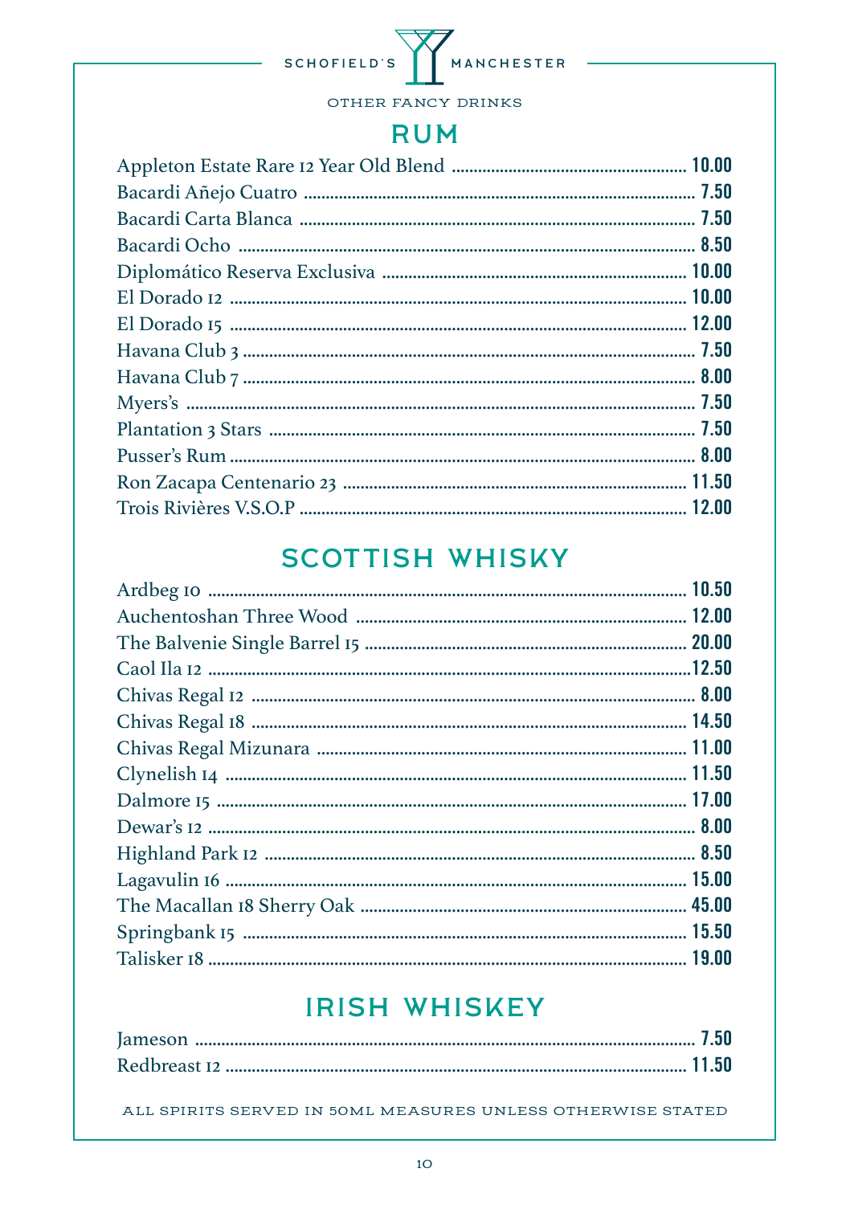SCHOFIELD'S MANCHESTER

OTHER FANCY DRINKS

## RUM

| Item | Price |
|---|---|
| Appleton Estate Rare 12 Year Old Blend | 10.00 |
| Bacardi Añejo Cuatro | 7.50 |
| Bacardi Carta Blanca | 7.50 |
| Bacardi Ocho | 8.50 |
| Diplomático Reserva Exclusiva | 10.00 |
| El Dorado 12 | 10.00 |
| El Dorado 15 | 12.00 |
| Havana Club 3 | 7.50 |
| Havana Club 7 | 8.00 |
| Myers's | 7.50 |
| Plantation 3 Stars | 7.50 |
| Pusser's Rum | 8.00 |
| Ron Zacapa Centenario 23 | 11.50 |
| Trois Rivières V.S.O.P | 12.00 |

## SCOTTISH WHISKY

| Item | Price |
|---|---|
| Ardbeg 10 | 10.50 |
| Auchentoshan Three Wood | 12.00 |
| The Balvenie Single Barrel 15 | 20.00 |
| Caol Ila 12 | 12.50 |
| Chivas Regal 12 | 8.00 |
| Chivas Regal 18 | 14.50 |
| Chivas Regal Mizunara | 11.00 |
| Clynelish 14 | 11.50 |
| Dalmore 15 | 17.00 |
| Dewar's 12 | 8.00 |
| Highland Park 12 | 8.50 |
| Lagavulin 16 | 15.00 |
| The Macallan 18 Sherry Oak | 45.00 |
| Springbank 15 | 15.50 |
| Talisker 18 | 19.00 |

## IRISH WHISKEY

| Item | Price |
|---|---|
| Jameson | 7.50 |
| Redbreast 12 | 11.50 |

ALL SPIRITS SERVED IN 50ML MEASURES UNLESS OTHERWISE STATED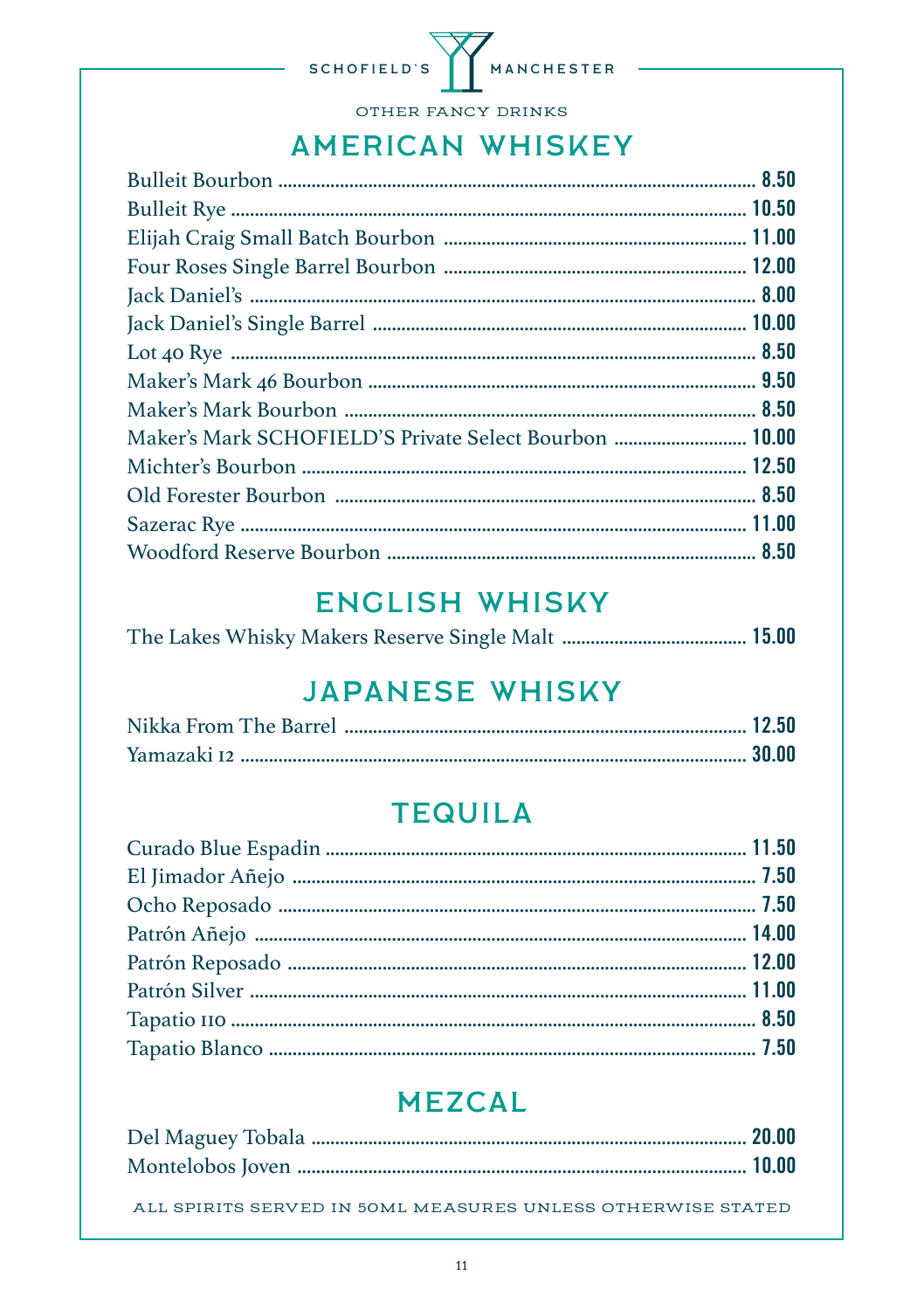SCHOFIELD'S MANCHESTER

OTHER FANCY DRINKS

## AMERICAN WHISKEY

| | |
|---|---|
| Bulleit Bourbon | 8.50 |
| Bulleit Rye | 10.50 |
| Elijah Craig Small Batch Bourbon | 11.00 |
| Four Roses Single Barrel Bourbon | 12.00 |
| Jack Daniel's | 8.00 |
| Jack Daniel's Single Barrel | 10.00 |
| Lot 40 Rye | 8.50 |
| Maker's Mark 46 Bourbon | 9.50 |
| Maker's Mark Bourbon | 8.50 |
| Maker's Mark SCHOFIELD'S Private Select Bourbon | 10.00 |
| Michter's Bourbon | 12.50 |
| Old Forester Bourbon | 8.50 |
| Sazerac Rye | 11.00 |
| Woodford Reserve Bourbon | 8.50 |

## ENGLISH WHISKY

| | |
|---|---|
| The Lakes Whisky Makers Reserve Single Malt | 15.00 |

## JAPANESE WHISKY

| | |
|---|---|
| Nikka From The Barrel | 12.50 |
| Yamazaki 12 | 30.00 |

## TEQUILA

| | |
|---|---|
| Curado Blue Espadin | 11.50 |
| El Jimador Añejo | 7.50 |
| Ocho Reposado | 7.50 |
| Patrón Añejo | 14.00 |
| Patrón Reposado | 12.00 |
| Patrón Silver | 11.00 |
| Tapatio 110 | 8.50 |
| Tapatio Blanco | 7.50 |

## MEZCAL

| | |
|---|---|
| Del Maguey Tobala | 20.00 |
| Montelobos Joven | 10.00 |

ALL SPIRITS SERVED IN 50ML MEASURES UNLESS OTHERWISE STATED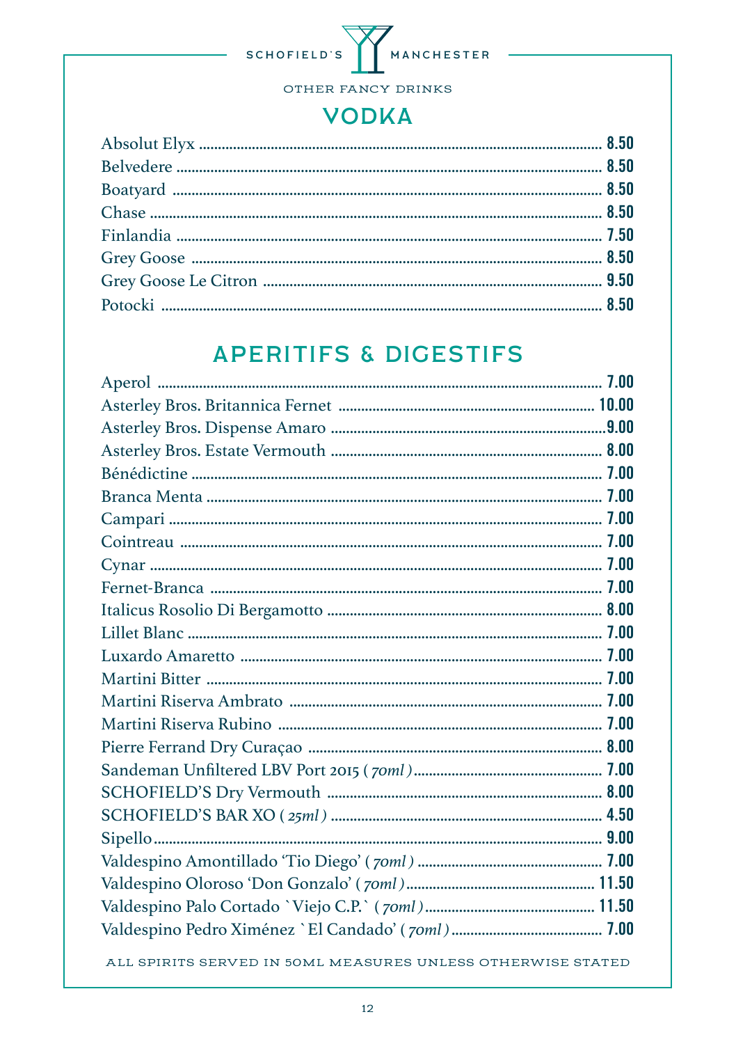SCHOFIELD'S MANCHESTER

OTHER FANCY DRINKS

## VODKA

| Item | Price |
|---|---|
| Absolut Elyx | 8.50 |
| Belvedere | 8.50 |
| Boatyard | 8.50 |
| Chase | 8.50 |
| Finlandia | 7.50 |
| Grey Goose | 8.50 |
| Grey Goose Le Citron | 9.50 |
| Potocki | 8.50 |

## APERITIFS & DIGESTIFS

| Item | Price |
|---|---|
| Aperol | 7.00 |
| Asterley Bros. Britannica Fernet | 10.00 |
| Asterley Bros. Dispense Amaro | 9.00 |
| Asterley Bros. Estate Vermouth | 8.00 |
| Bénédictine | 7.00 |
| Branca Menta | 7.00 |
| Campari | 7.00 |
| Cointreau | 7.00 |
| Cynar | 7.00 |
| Fernet-Branca | 7.00 |
| Italicus Rosolio Di Bergamotto | 8.00 |
| Lillet Blanc | 7.00 |
| Luxardo Amaretto | 7.00 |
| Martini Bitter | 7.00 |
| Martini Riserva Ambrato | 7.00 |
| Martini Riserva Rubino | 7.00 |
| Pierre Ferrand Dry Curaçao | 8.00 |
| Sandeman Unfiltered LBV Port 2015 ( *70ml* ) | 7.00 |
| SCHOFIELD'S Dry Vermouth | 8.00 |
| SCHOFIELD'S BAR XO ( *25ml* ) | 4.50 |
| Sipello | 9.00 |
| Valdespino Amontillado 'Tio Diego' ( *70ml* ) | 7.00 |
| Valdespino Oloroso 'Don Gonzalo' ( *70ml* ) | 11.50 |
| Valdespino Palo Cortado `Viejo C.P.` ( *70ml* ) | 11.50 |
| Valdespino Pedro Ximénez `El Candado' ( *70ml* ) | 7.00 |

ALL SPIRITS SERVED IN 50ML MEASURES UNLESS OTHERWISE STATED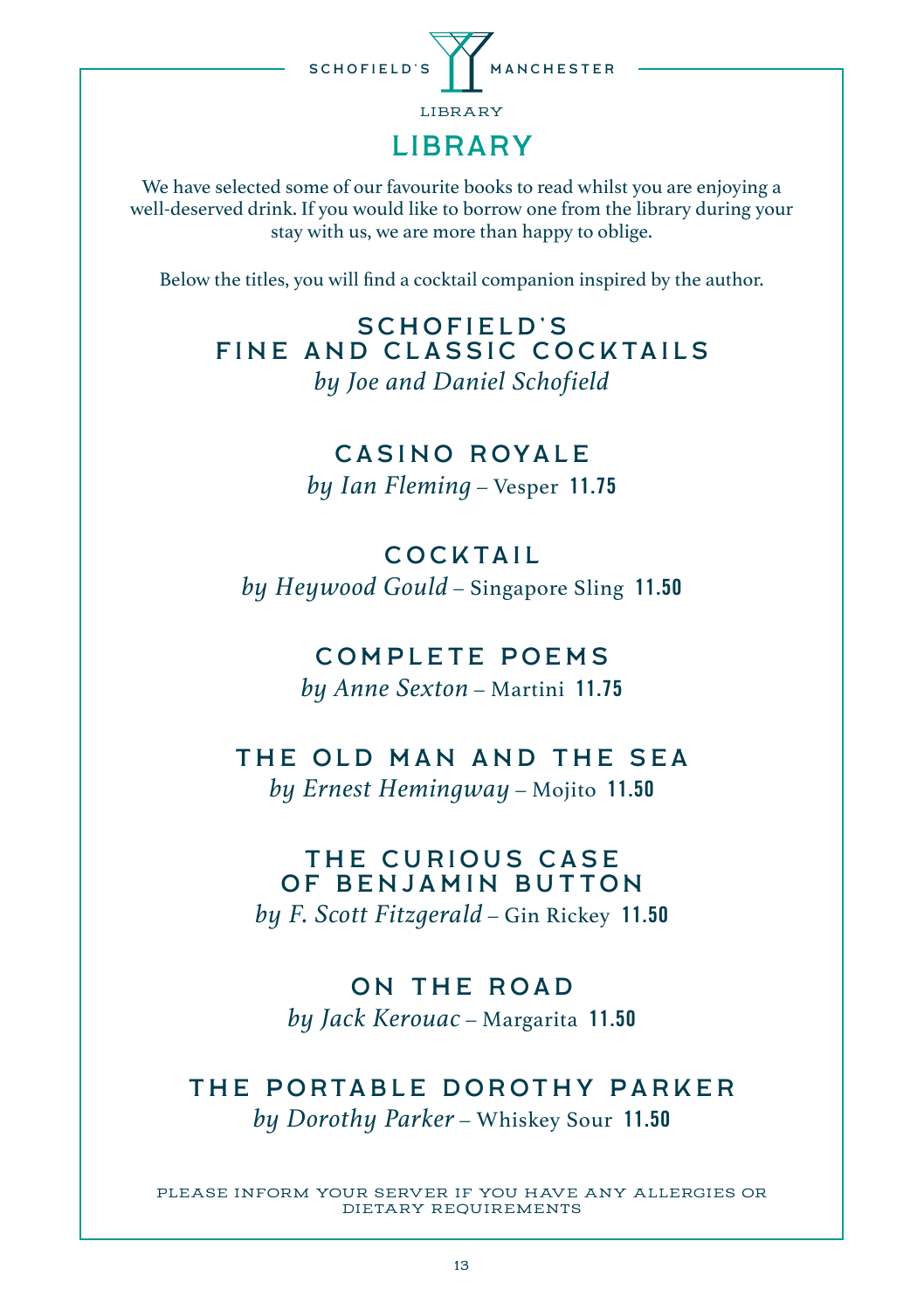SCHOFIELD'S MANCHESTER

LIBRARY

# LIBRARY

We have selected some of our favourite books to read whilst you are enjoying a well-deserved drink. If you would like to borrow one from the library during your stay with us, we are more than happy to oblige.

Below the titles, you will find a cocktail companion inspired by the author.

## SCHOFIELD'S FINE AND CLASSIC COCKTAILS

*by Joe and Daniel Schofield*

## CASINO ROYALE

*by Ian Fleming* – Vesper **11.75**

## COCKTAIL

*by Heywood Gould* – Singapore Sling **11.50**

## COMPLETE POEMS

*by Anne Sexton* – Martini **11.75**

## THE OLD MAN AND THE SEA

*by Ernest Hemingway* – Mojito **11.50**

## THE CURIOUS CASE OF BENJAMIN BUTTON

*by F. Scott Fitzgerald* – Gin Rickey **11.50**

## ON THE ROAD

*by Jack Kerouac* – Margarita **11.50**

## THE PORTABLE DOROTHY PARKER

*by Dorothy Parker* – Whiskey Sour **11.50**

PLEASE INFORM YOUR SERVER IF YOU HAVE ANY ALLERGIES OR DIETARY REQUIREMENTS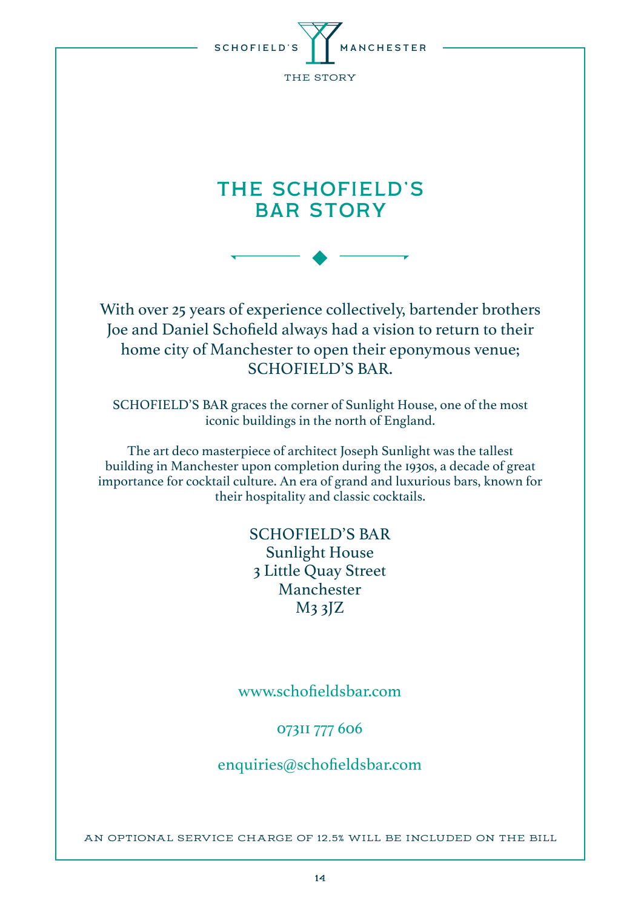# THE SCHOFIELD'S BAR STORY

With over 25 years of experience collectively, bartender brothers Joe and Daniel Schofield always had a vision to return to their home city of Manchester to open their eponymous venue; SCHOFIELD'S BAR.

SCHOFIELD'S BAR graces the corner of Sunlight House, one of the most iconic buildings in the north of England.

The art deco masterpiece of architect Joseph Sunlight was the tallest building in Manchester upon completion during the 1930s, a decade of great importance for cocktail culture. An era of grand and luxurious bars, known for their hospitality and classic cocktails.

SCHOFIELD'S BAR
Sunlight House
3 Little Quay Street
Manchester
M3 3JZ

www.schofieldsbar.com

07311 777 606

enquiries@schofieldsbar.com

AN OPTIONAL SERVICE CHARGE OF 12.5% WILL BE INCLUDED ON THE BILL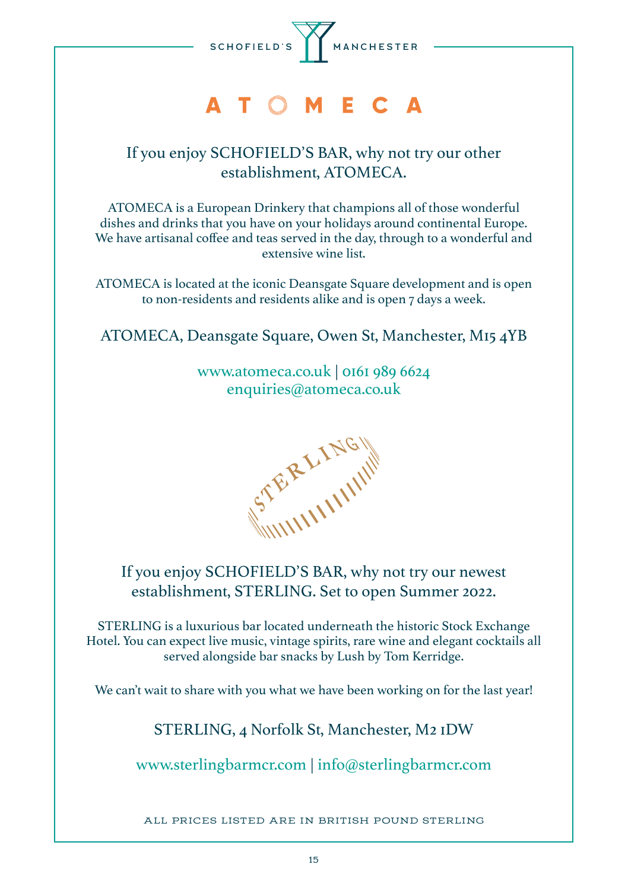SCHOFIELD'S MANCHESTER

# ATOMECA

## If you enjoy SCHOFIELD'S BAR, why not try our other establishment, ATOMECA.

ATOMECA is a European Drinkery that champions all of those wonderful dishes and drinks that you have on your holidays around continental Europe. We have artisanal coffee and teas served in the day, through to a wonderful and extensive wine list.

ATOMECA is located at the iconic Deansgate Square development and is open to non-residents and residents alike and is open 7 days a week.

ATOMECA, Deansgate Square, Owen St, Manchester, M15 4YB

www.atomeca.co.uk | 0161 989 6624
enquiries@atomeca.co.uk

# STERLING

## If you enjoy SCHOFIELD'S BAR, why not try our newest establishment, STERLING. Set to open Summer 2022.

STERLING is a luxurious bar located underneath the historic Stock Exchange Hotel. You can expect live music, vintage spirits, rare wine and elegant cocktails all served alongside bar snacks by Lush by Tom Kerridge.

We can't wait to share with you what we have been working on for the last year!

STERLING, 4 Norfolk St, Manchester, M2 1DW

www.sterlingbarmcr.com | info@sterlingbarmcr.com

ALL PRICES LISTED ARE IN BRITISH POUND STERLING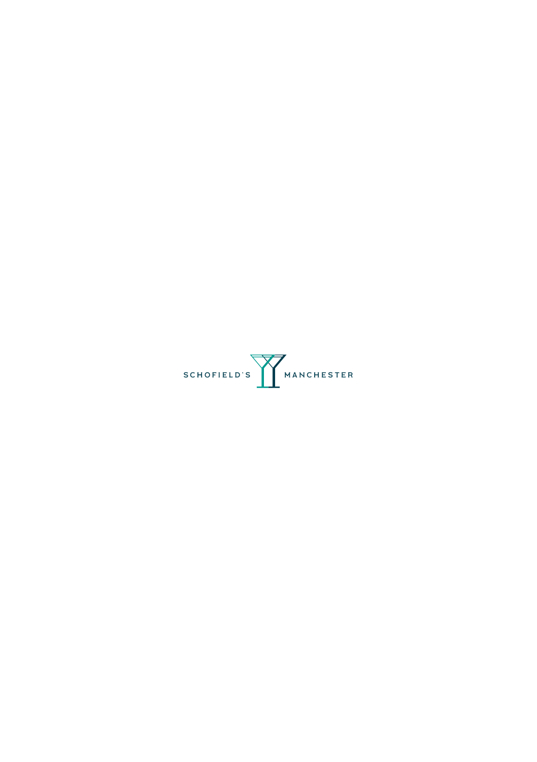SCHOFIELD'S MANCHESTER